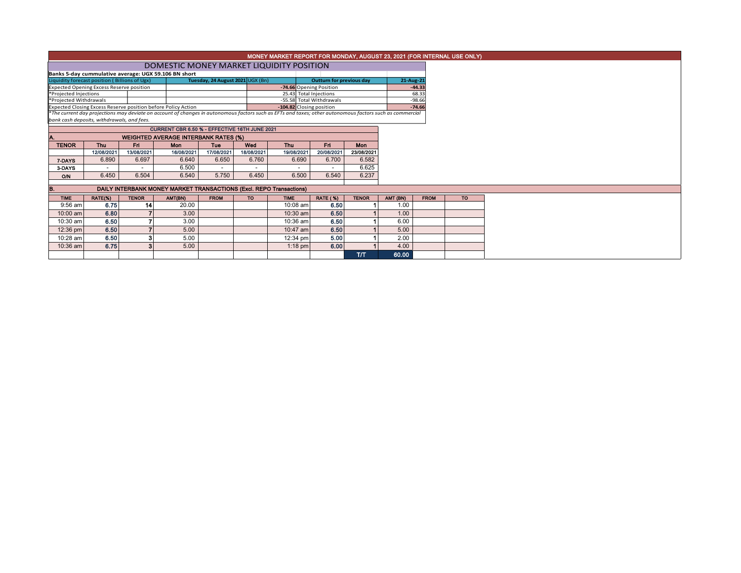# MONEY MARKET REPORT FOR MONDAY, AUGUST 23, 2021 (FOR INTERNAL USE ONLY)

## DOMESTIC MONEY MARKET LIQUIDITY POSITION

**Banks 5-day cummulative average: UGX 59.106 BN short**

| Liquidity forecast position ( Billions of Ugx) | Tuesday, 24 August 2021 UGX (Bn) | Outturn for previous day | 21-Aug-21 |
|---|---|---|---|
| Expected Opening Excess Reserve position | -74.66 | Opening Position | -44.33 |
| *Projected Injections | 25.43 | Total Injections | 68.33 |
| *Projected Withdrawals | -55.58 | Total Withdrawals | -98.66 |
| Expected Closing Excess Reserve position before Policy Action | -104.82 | Closing position | -74.66 |

*The current day projections may deviate on account of changes in autonomous factors such as EFTs and taxes; other autonomous factors such as commercial bank cash deposits, withdrawals, and fees.*

**CURRENT CBR 6.50 % - EFFECTIVE 16TH JUNE 2021**

### A. WEIGHTED AVERAGE INTERBANK RATES (%)

| TENOR | Thu | Fri | Mon | Tue | Wed | Thu | Fri | Mon |
|---|---|---|---|---|---|---|---|---|
| | 12/08/2021 | 13/08/2021 | 16/08/2021 | 17/08/2021 | 18/08/2021 | 19/08/2021 | 20/08/2021 | 23/08/2021 |
| 7-DAYS | 6.890 | 6.697 | 6.640 | 6.650 | 6.760 | 6.690 | 6.700 | 6.582 |
| 3-DAYS | - | - | 6.500 | - | - | - | - | 6.625 |
| O/N | 6.450 | 6.504 | 6.540 | 5.750 | 6.450 | 6.500 | 6.540 | 6.237 |

### B. DAILY INTERBANK MONEY MARKET TRANSACTIONS (Excl. REPO Transactions)

| TIME | RATE(%) | TENOR | AMT(BN) | FROM | TO | TIME | RATE ( %) | TENOR | AMT (BN) | FROM | TO |
|---|---|---|---|---|---|---|---|---|---|---|---|
| 9:56 am | 6.75 | 14 | 20.00 | | | 10:08 am | 6.50 | 1 | 1.00 | | |
| 10:00 am | 6.80 | 7 | 3.00 | | | 10:30 am | 6.50 | 1 | 1.00 | | |
| 10:30 am | 6.50 | 7 | 3.00 | | | 10:36 am | 6.50 | 1 | 6.00 | | |
| 12:36 pm | 6.50 | 7 | 5.00 | | | 10:47 am | 6.50 | 1 | 5.00 | | |
| 10:28 am | 6.50 | 3 | 5.00 | | | 12:34 pm | 5.00 | 1 | 2.00 | | |
| 10:36 am | 6.75 | 3 | 5.00 | | | 1:18 pm | 6.00 | 1 | 4.00 | | |
| | | | | | | | | T/T | 60.00 | | |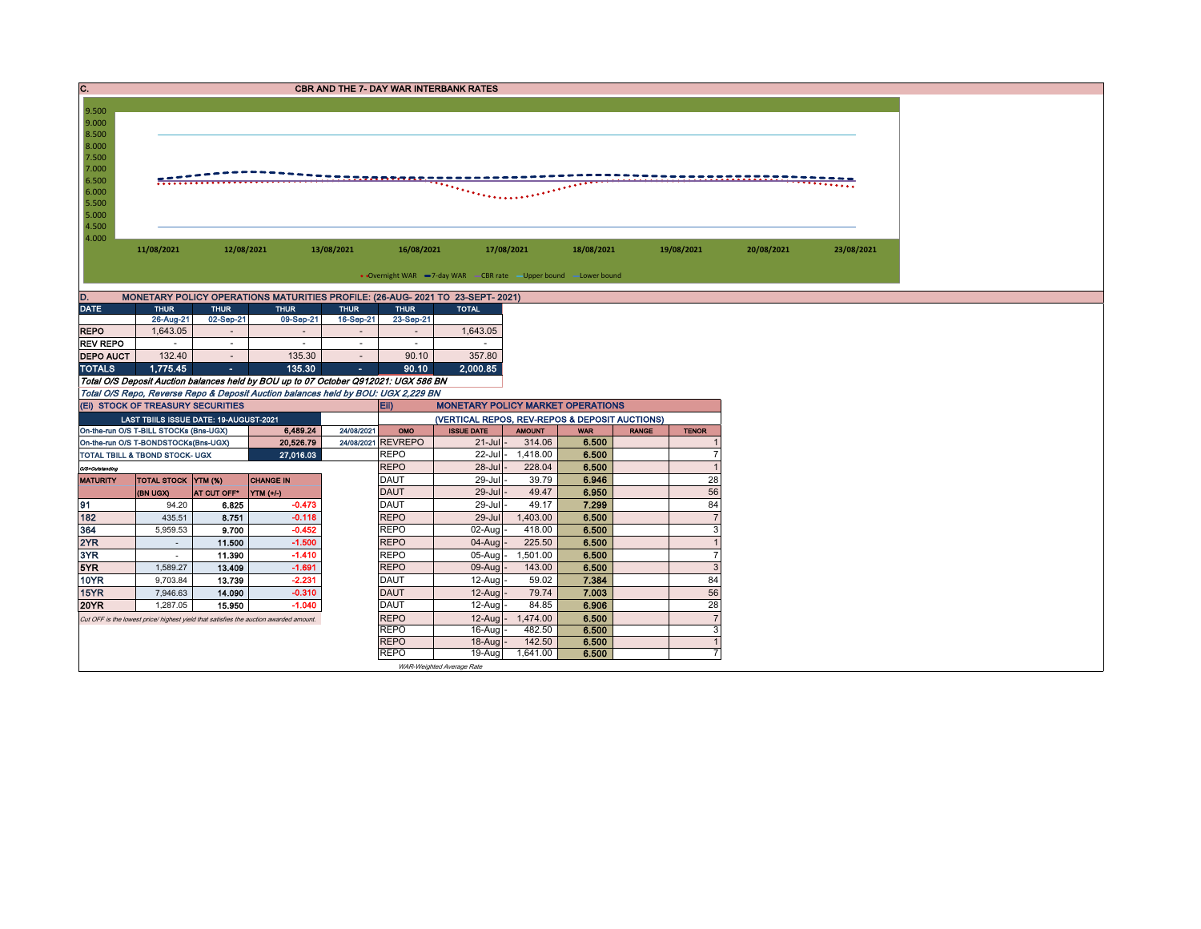## C. CBR AND THE 7- DAY WAR INTERBANK RATES

Chart y-axis: 4.000 – 9.500; x-axis dates: 11/08/2021, 12/08/2021, 13/08/2021, 16/08/2021, 17/08/2021, 18/08/2021, 19/08/2021, 20/08/2021, 23/08/2021

Legend: Overnight WAR, 7-day WAR, CBR rate, Upper bound, Lower bound

## D. MONETARY POLICY OPERATIONS MATURITIES PROFILE: (26-AUG- 2021 TO 23-SEPT- 2021)

| DATE | THUR | THUR | THUR | THUR | THUR | TOTAL |
|---|---|---|---|---|---|---|
| | 26-Aug-21 | 02-Sep-21 | 09-Sep-21 | 16-Sep-21 | 23-Sep-21 | |
| REPO | 1,643.05 | - | - | - | - | 1,643.05 |
| REV REPO | - | - | - | - | - | - |
| DEPO AUCT | 132.40 | - | 135.30 | - | 90.10 | 357.80 |
| TOTALS | 1,775.45 | - | 135.30 | - | 90.10 | 2,000.85 |

*Total O/S Deposit Auction balances held by BOU up to 07 October Q912021: UGX 586 BN*

*Total O/S Repo, Reverse Repo & Deposit Auction balances held by BOU: UGX 2,229 BN*

## (Ei) STOCK OF TREASURY SECURITIES

| LAST TBIILS ISSUE DATE: 19-AUGUST-2021 | | |
|---|---|---|
| On-the-run O/S T-BILL STOCKs (Bns-UGX) | 6,489.24 | 24/08/2021 |
| On-the-run O/S T-BONDSTOCKs(Bns-UGX) | 20,526.79 | 24/08/2021 |
| TOTAL TBILL & TBOND STOCK- UGX | 27,016.03 | |

O/S=Outstanding

| MATURITY | TOTAL STOCK (BN UGX) | YTM (%) AT CUT OFF* | CHANGE IN YTM (+/-) |
|---|---|---|---|
| 91 | 94.20 | 6.825 | -0.473 |
| 182 | 435.51 | 8.751 | -0.118 |
| 364 | 5,959.53 | 9.700 | -0.452 |
| 2YR | - | 11.500 | -1.500 |
| 3YR | - | 11.390 | -1.410 |
| 5YR | 1,589.27 | 13.409 | -1.691 |
| 10YR | 9,703.84 | 13.739 | -2.231 |
| 15YR | 7,946.63 | 14.090 | -0.310 |
| 20YR | 1,287.05 | 15.950 | -1.040 |

*Cut OFF is the lowest price/ highest yield that satisfies the auction awarded amount.*

## Eii) MONETARY POLICY MARKET OPERATIONS

(VERTICAL REPOS, REV-REPOS & DEPOSIT AUCTIONS)

| OMO | ISSUE DATE | AMOUNT | WAR | RANGE | TENOR |
|---|---|---|---|---|---|
| REVREPO | 21-Jul | 314.06 | 6.500 | | 1 |
| REPO | 22-Jul | 1,418.00 | 6.500 | | 7 |
| REPO | 28-Jul | 228.04 | 6.500 | | 1 |
| DAUT | 29-Jul | 39.79 | 6.946 | | 28 |
| DAUT | 29-Jul | 49.47 | 6.950 | | 56 |
| DAUT | 29-Jul | 49.17 | 7.299 | | 84 |
| REPO | 29-Jul | 1,403.00 | 6.500 | | 7 |
| REPO | 02-Aug | 418.00 | 6.500 | | 3 |
| REPO | 04-Aug | 225.50 | 6.500 | | 1 |
| REPO | 05-Aug | 1,501.00 | 6.500 | | 7 |
| REPO | 09-Aug | 143.00 | 6.500 | | 3 |
| DAUT | 12-Aug | 59.02 | 7.384 | | 84 |
| DAUT | 12-Aug | 79.74 | 7.003 | | 56 |
| DAUT | 12-Aug | 84.85 | 6.906 | | 28 |
| REPO | 12-Aug | 1,474.00 | 6.500 | | 7 |
| REPO | 16-Aug | 482.50 | 6.500 | | 3 |
| REPO | 18-Aug | 142.50 | 6.500 | | 1 |
| REPO | 19-Aug | 1,641.00 | 6.500 | | 7 |

*WAR-Weighted Average Rate*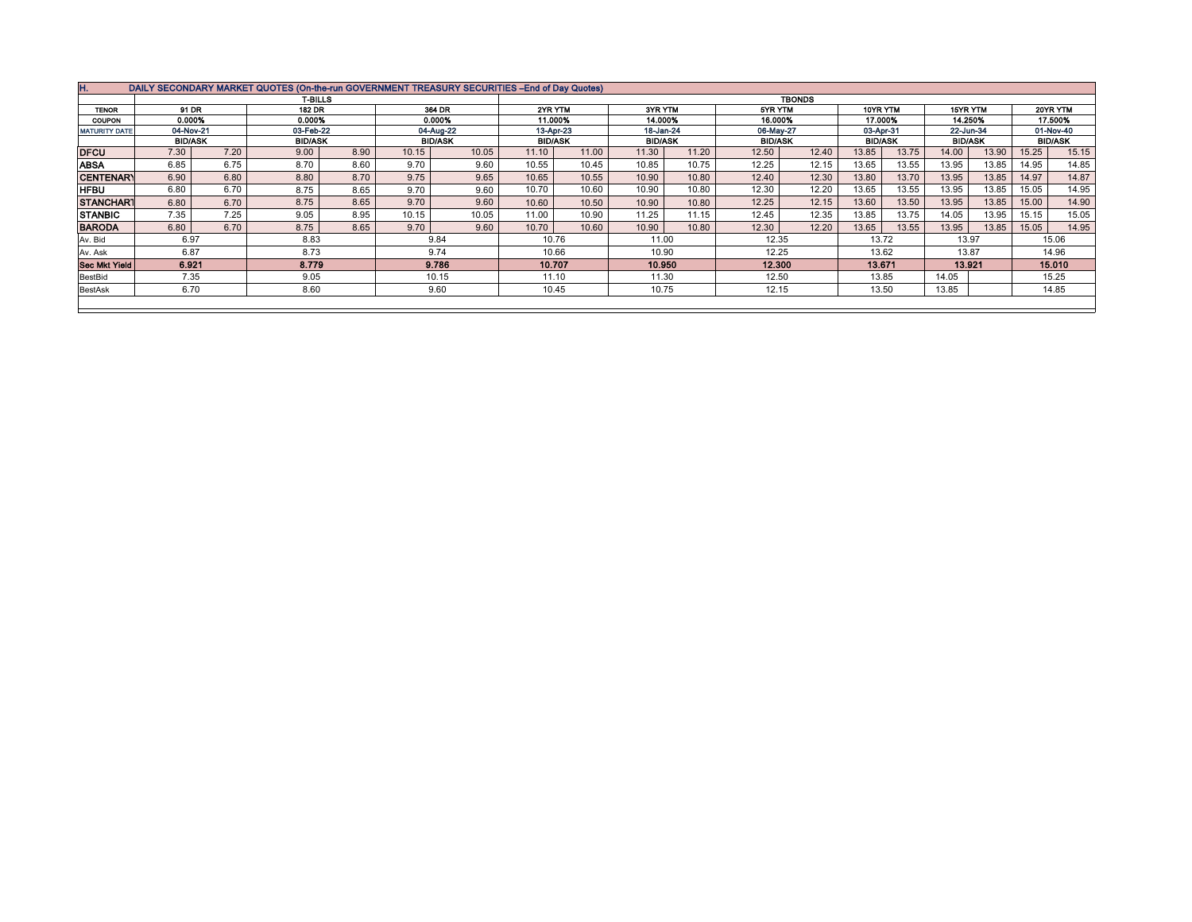## H. DAILY SECONDARY MARKET QUOTES (On-the-run GOVERNMENT TREASURY SECURITIES –End of Day Quotes)

| | T-BILLS | | | | | | TBONDS | | | | | | | | | | | |
|---|---|---|---|---|---|---|---|---|---|---|---|---|---|---|---|---|---|---|
| **TENOR** | **91 DR** | | **182 DR** | | **364 DR** | | **2YR YTM** | | **3YR YTM** | | **5YR YTM** | | **10YR YTM** | | **15YR YTM** | | **20YR YTM** | |
| **COUPON** | **0.000%** | | **0.000%** | | **0.000%** | | **11.000%** | | **14.000%** | | **16.000%** | | **17.000%** | | **14.250%** | | **17.500%** | |
| **MATURITY DATE** | **04-Nov-21** | | **03-Feb-22** | | **04-Aug-22** | | **13-Apr-23** | | **18-Jan-24** | | **06-May-27** | | **03-Apr-31** | | **22-Jun-34** | | **01-Nov-40** | |
| | **BID/ASK** | | **BID/ASK** | | **BID/ASK** | | **BID/ASK** | | **BID/ASK** | | **BID/ASK** | | **BID/ASK** | | **BID/ASK** | | **BID/ASK** | |
| **DFCU** | 7.30 | 7.20 | 9.00 | 8.90 | 10.15 | 10.05 | 11.10 | 11.00 | 11.30 | 11.20 | 12.50 | 12.40 | 13.85 | 13.75 | 14.00 | 13.90 | 15.25 | 15.15 |
| **ABSA** | 6.85 | 6.75 | 8.70 | 8.60 | 9.70 | 9.60 | 10.55 | 10.45 | 10.85 | 10.75 | 12.25 | 12.15 | 13.65 | 13.55 | 13.95 | 13.85 | 14.95 | 14.85 |
| **CENTENARY** | 6.90 | 6.80 | 8.80 | 8.70 | 9.75 | 9.65 | 10.65 | 10.55 | 10.90 | 10.80 | 12.40 | 12.30 | 13.80 | 13.70 | 13.95 | 13.85 | 14.97 | 14.87 |
| **HFBU** | 6.80 | 6.70 | 8.75 | 8.65 | 9.70 | 9.60 | 10.70 | 10.60 | 10.90 | 10.80 | 12.30 | 12.20 | 13.65 | 13.55 | 13.95 | 13.85 | 15.05 | 14.95 |
| **STANCHART** | 6.80 | 6.70 | 8.75 | 8.65 | 9.70 | 9.60 | 10.60 | 10.50 | 10.90 | 10.80 | 12.25 | 12.15 | 13.60 | 13.50 | 13.95 | 13.85 | 15.00 | 14.90 |
| **STANBIC** | 7.35 | 7.25 | 9.05 | 8.95 | 10.15 | 10.05 | 11.00 | 10.90 | 11.25 | 11.15 | 12.45 | 12.35 | 13.85 | 13.75 | 14.05 | 13.95 | 15.15 | 15.05 |
| **BARODA** | 6.80 | 6.70 | 8.75 | 8.65 | 9.70 | 9.60 | 10.70 | 10.60 | 10.90 | 10.80 | 12.30 | 12.20 | 13.65 | 13.55 | 13.95 | 13.85 | 15.05 | 14.95 |
| Av. Bid | 6.97 | | 8.83 | | 9.84 | | 10.76 | | 11.00 | | 12.35 | | 13.72 | | 13.97 | | 15.06 | |
| Av. Ask | 6.87 | | 8.73 | | 9.74 | | 10.66 | | 10.90 | | 12.25 | | 13.62 | | 13.87 | | 14.96 | |
| **Sec Mkt Yield** | **6.921** | | **8.779** | | **9.786** | | **10.707** | | **10.950** | | **12.300** | | **13.671** | | **13.921** | | **15.010** | |
| BestBid | 7.35 | | 9.05 | | 10.15 | | 11.10 | | 11.30 | | 12.50 | | 13.85 | | 14.05 | | 15.25 | |
| BestAsk | 6.70 | | 8.60 | | 9.60 | | 10.45 | | 10.75 | | 12.15 | | 13.50 | | 13.85 | | 14.85 | |